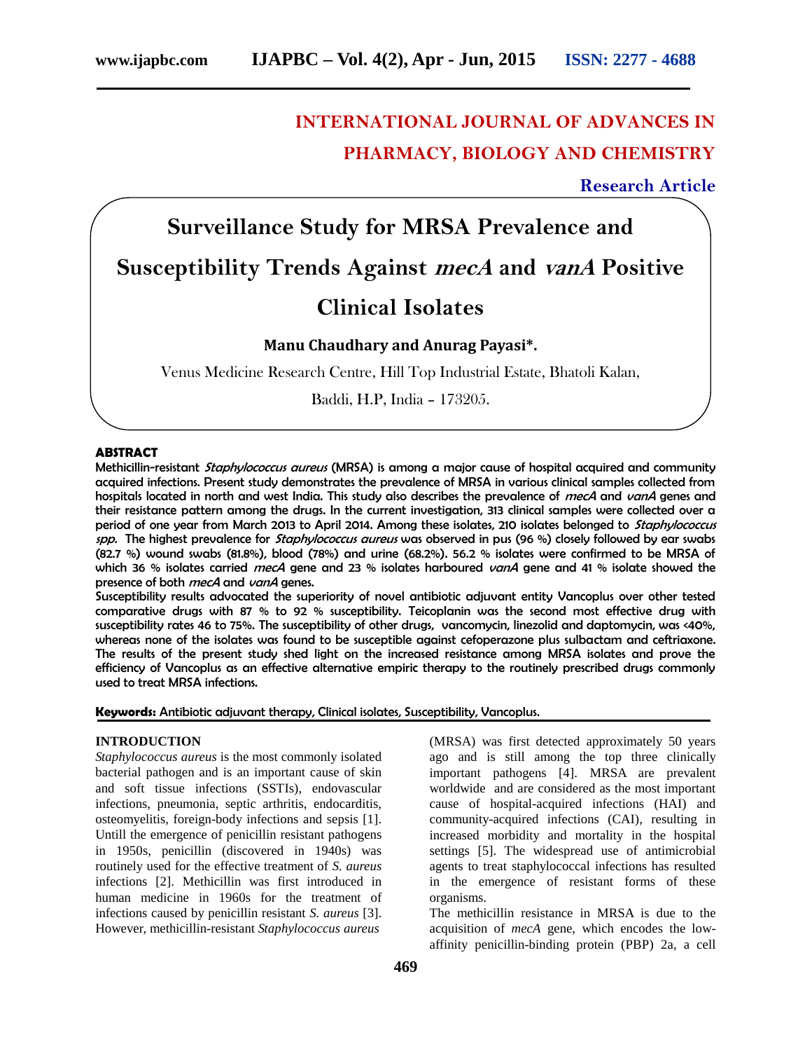# INTERNATIONAL JOURNAL OF ADVANCES IN PHARMACY, BIOLOGY AND CHEMISTRY

**Research Article**

# Surveillance Study for MRSA Prevalence and Susceptibility Trends Against *mecA* and *vanA* Positive Clinical Isolates

**Manu Chaudhary and Anurag Payasi*.**

Venus Medicine Research Centre, Hill Top Industrial Estate, Bhatoli Kalan, Baddi, H.P, India – 173205.

## ABSTRACT

Methicillin-resistant *Staphylococcus aureus* (MRSA) is among a major cause of hospital acquired and community acquired infections. Present study demonstrates the prevalence of MRSA in various clinical samples collected from hospitals located in north and west India. This study also describes the prevalence of *mecA* and *vanA* genes and their resistance pattern among the drugs. In the current investigation, 313 clinical samples were collected over a period of one year from March 2013 to April 2014. Among these isolates, 210 isolates belonged to *Staphylococcus spp.* The highest prevalence for *Staphylococcus aureus* was observed in pus (96 %) closely followed by ear swabs (82.7 %) wound swabs (81.8%), blood (78%) and urine (68.2%). 56.2 % isolates were confirmed to be MRSA of which 36 % isolates carried *mecA* gene and 23 % isolates harboured *vanA* gene and 41 % isolate showed the presence of both *mecA* and *vanA* genes.

Susceptibility results advocated the superiority of novel antibiotic adjuvant entity Vancoplus over other tested comparative drugs with 87 % to 92 % susceptibility. Teicoplanin was the second most effective drug with susceptibility rates 46 to 75%. The susceptibility of other drugs, vancomycin, linezolid and daptomycin, was <40%, whereas none of the isolates was found to be susceptible against cefoperazone plus sulbactam and ceftriaxone. The results of the present study shed light on the increased resistance among MRSA isolates and prove the efficiency of Vancoplus as an effective alternative empiric therapy to the routinely prescribed drugs commonly used to treat MRSA infections.

**Keywords:** Antibiotic adjuvant therapy, Clinical isolates, Susceptibility, Vancoplus.

## INTRODUCTION

*Staphylococcus aureus* is the most commonly isolated bacterial pathogen and is an important cause of skin and soft tissue infections (SSTIs), endovascular infections, pneumonia, septic arthritis, endocarditis, osteomyelitis, foreign-body infections and sepsis [1]. Untill the emergence of penicillin resistant pathogens in 1950s, penicillin (discovered in 1940s) was routinely used for the effective treatment of *S. aureus* infections [2]. Methicillin was first introduced in human medicine in 1960s for the treatment of infections caused by penicillin resistant *S. aureus* [3]. However, methicillin-resistant *Staphylococcus aureus* (MRSA) was first detected approximately 50 years ago and is still among the top three clinically important pathogens [4]. MRSA are prevalent worldwide and are considered as the most important cause of hospital-acquired infections (HAI) and community-acquired infections (CAI), resulting in increased morbidity and mortality in the hospital settings [5]. The widespread use of antimicrobial agents to treat staphylococcal infections has resulted in the emergence of resistant forms of these organisms.

The methicillin resistance in MRSA is due to the acquisition of *mecA* gene, which encodes the low-affinity penicillin-binding protein (PBP) 2a, a cell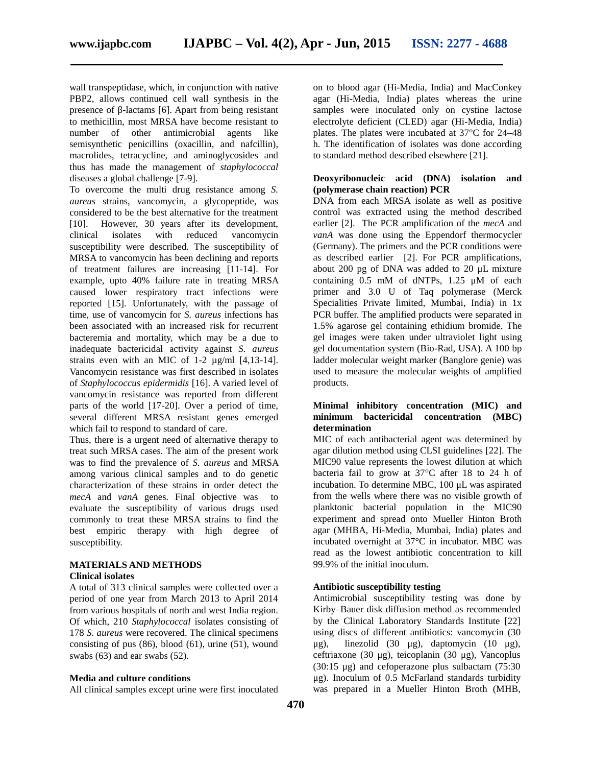wall transpeptidase, which, in conjunction with native PBP2, allows continued cell wall synthesis in the presence of β-lactams [6]. Apart from being resistant to methicillin, most MRSA have become resistant to number of other antimicrobial agents like semisynthetic penicillins (oxacillin, and nafcillin), macrolides, tetracycline, and aminoglycosides and thus has made the management of *staphylococcal* diseases a global challenge [7-9].

To overcome the multi drug resistance among *S. aureus* strains, vancomycin, a glycopeptide, was considered to be the best alternative for the treatment [10]. However, 30 years after its development, clinical isolates with reduced vancomycin susceptibility were described. The susceptibility of MRSA to vancomycin has been declining and reports of treatment failures are increasing [11-14]. For example, upto 40% failure rate in treating MRSA caused lower respiratory tract infections were reported [15]. Unfortunately, with the passage of time, use of vancomycin for *S. aureus* infections has been associated with an increased risk for recurrent bacteremia and mortality, which may be a due to inadequate bactericidal activity against *S. aureus* strains even with an MIC of 1-2 µg/ml [4,13-14]. Vancomycin resistance was first described in isolates of *Staphylococcus epidermidis* [16]. A varied level of vancomycin resistance was reported from different parts of the world [17-20]. Over a period of time, several different MRSA resistant genes emerged which fail to respond to standard of care.

Thus, there is a urgent need of alternative therapy to treat such MRSA cases. The aim of the present work was to find the prevalence of *S. aureus* and MRSA among various clinical samples and to do genetic characterization of these strains in order detect the *mecA* and *vanA* genes. Final objective was to evaluate the susceptibility of various drugs used commonly to treat these MRSA strains to find the best empiric therapy with high degree of susceptibility.

## MATERIALS AND METHODS

### Clinical isolates

A total of 313 clinical samples were collected over a period of one year from March 2013 to April 2014 from various hospitals of north and west India region. Of which, 210 *Staphylococcal* isolates consisting of 178 *S. aureus* were recovered. The clinical specimens consisting of pus (86), blood (61), urine (51), wound swabs (63) and ear swabs (52).

### Media and culture conditions

All clinical samples except urine were first inoculated on to blood agar (Hi-Media, India) and MacConkey agar (Hi-Media, India) plates whereas the urine samples were inoculated only on cystine lactose electrolyte deficient (CLED) agar (Hi-Media, India) plates. The plates were incubated at 37°C for 24–48 h. The identification of isolates was done according to standard method described elsewhere [21].

### Deoxyribonucleic acid (DNA) isolation and (polymerase chain reaction) PCR

DNA from each MRSA isolate as well as positive control was extracted using the method described earlier [2]. The PCR amplification of the *mecA* and *vanA* was done using the Eppendorf thermocycler (Germany). The primers and the PCR conditions were as described earlier [2]. For PCR amplifications, about 200 pg of DNA was added to 20 µL mixture containing 0.5 mM of dNTPs, 1.25 µM of each primer and 3.0 U of Taq polymerase (Merck Specialities Private limited, Mumbai, India) in 1x PCR buffer. The amplified products were separated in 1.5% agarose gel containing ethidium bromide. The gel images were taken under ultraviolet light using gel documentation system (Bio-Rad, USA). A 100 bp ladder molecular weight marker (Banglore genie) was used to measure the molecular weights of amplified products.

### Minimal inhibitory concentration (MIC) and minimum bactericidal concentration (MBC) determination

MIC of each antibacterial agent was determined by agar dilution method using CLSI guidelines [22]. The MIC90 value represents the lowest dilution at which bacteria fail to grow at 37°C after 18 to 24 h of incubation. To determine MBC, 100 µL was aspirated from the wells where there was no visible growth of planktonic bacterial population in the MIC90 experiment and spread onto Mueller Hinton Broth agar (MHBA, Hi-Media, Mumbai, India) plates and incubated overnight at 37°C in incubator. MBC was read as the lowest antibiotic concentration to kill 99.9% of the initial inoculum.

### Antibiotic susceptibility testing

Antimicrobial susceptibility testing was done by Kirby–Bauer disk diffusion method as recommended by the Clinical Laboratory Standards Institute [22] using discs of different antibiotics: vancomycin (30 µg), linezolid (30 µg), daptomycin (10 µg), ceftriaxone (30 µg), teicoplanin (30 µg), Vancoplus (30:15 µg) and cefoperazone plus sulbactam (75:30 µg). Inoculum of 0.5 McFarland standards turbidity was prepared in a Mueller Hinton Broth (MHB,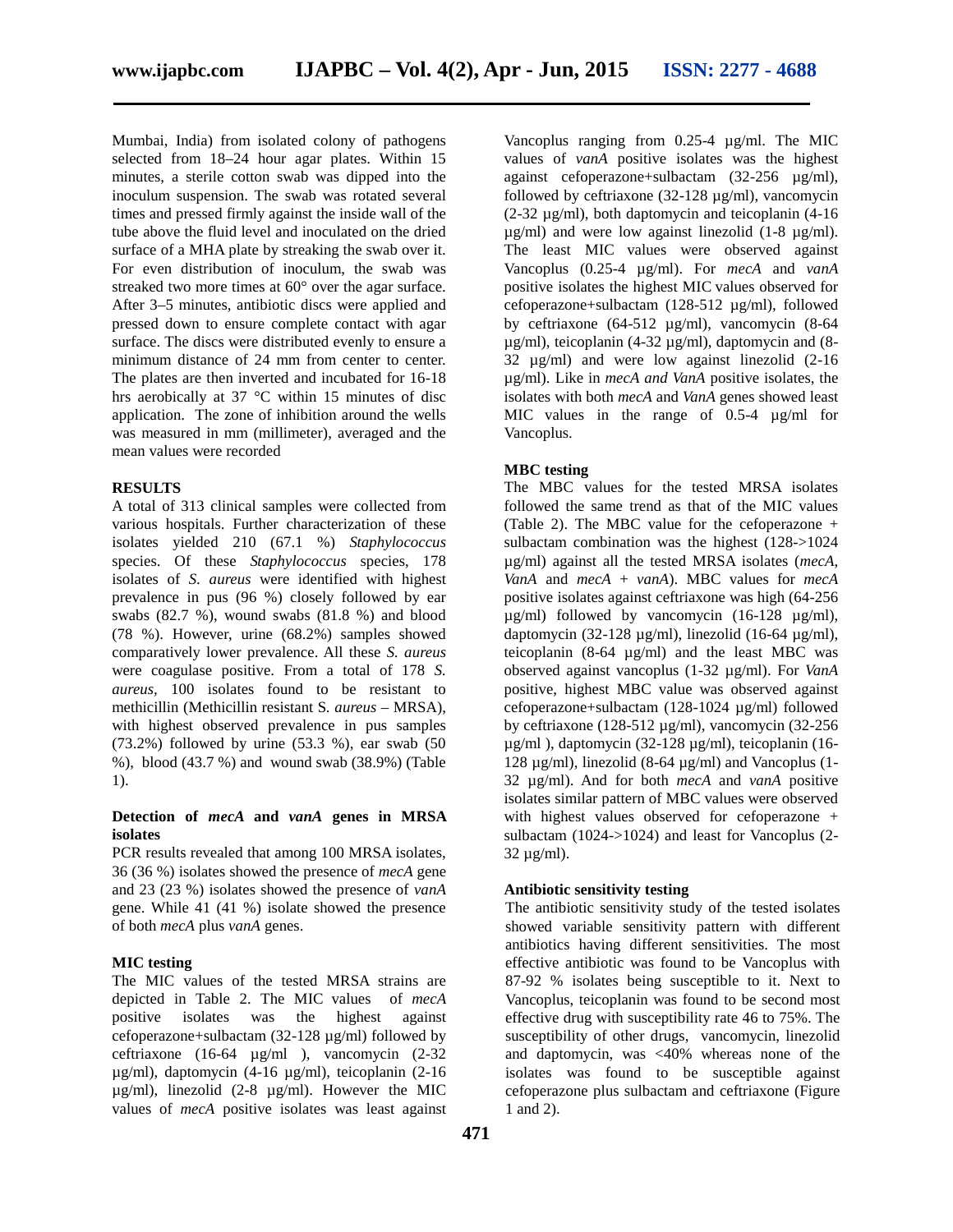Mumbai, India) from isolated colony of pathogens selected from 18–24 hour agar plates. Within 15 minutes, a sterile cotton swab was dipped into the inoculum suspension. The swab was rotated several times and pressed firmly against the inside wall of the tube above the fluid level and inoculated on the dried surface of a MHA plate by streaking the swab over it. For even distribution of inoculum, the swab was streaked two more times at 60° over the agar surface. After 3–5 minutes, antibiotic discs were applied and pressed down to ensure complete contact with agar surface. The discs were distributed evenly to ensure a minimum distance of 24 mm from center to center. The plates are then inverted and incubated for 16-18 hrs aerobically at 37 °C within 15 minutes of disc application. The zone of inhibition around the wells was measured in mm (millimeter), averaged and the mean values were recorded

## RESULTS

A total of 313 clinical samples were collected from various hospitals. Further characterization of these isolates yielded 210 (67.1 %) *Staphylococcus* species. Of these *Staphylococcus* species, 178 isolates of *S. aureus* were identified with highest prevalence in pus (96 %) closely followed by ear swabs (82.7 %), wound swabs (81.8 %) and blood (78 %). However, urine (68.2%) samples showed comparatively lower prevalence. All these *S. aureus* were coagulase positive. From a total of 178 *S. aureus*, 100 isolates found to be resistant to methicillin (Methicillin resistant S. *aureus* – MRSA), with highest observed prevalence in pus samples (73.2%) followed by urine (53.3 %), ear swab (50 %), blood (43.7 %) and wound swab (38.9%) (Table 1).

### Detection of *mecA* and *vanA* genes in MRSA isolates

PCR results revealed that among 100 MRSA isolates, 36 (36 %) isolates showed the presence of *mecA* gene and 23 (23 %) isolates showed the presence of *vanA* gene. While 41 (41 %) isolate showed the presence of both *mecA* plus *vanA* genes.

### MIC testing

The MIC values of the tested MRSA strains are depicted in Table 2. The MIC values of *mecA* positive isolates was the highest against cefoperazone+sulbactam (32-128 µg/ml) followed by ceftriaxone (16-64 µg/ml ), vancomycin (2-32 µg/ml), daptomycin (4-16 µg/ml), teicoplanin (2-16 µg/ml), linezolid (2-8 µg/ml). However the MIC values of *mecA* positive isolates was least against Vancoplus ranging from 0.25-4 µg/ml. The MIC values of *vanA* positive isolates was the highest against cefoperazone+sulbactam (32-256 µg/ml), followed by ceftriaxone (32-128 µg/ml), vancomycin (2-32 µg/ml), both daptomycin and teicoplanin (4-16 µg/ml) and were low against linezolid (1-8 µg/ml). The least MIC values were observed against Vancoplus (0.25-4 µg/ml). For *mecA* and *vanA* positive isolates the highest MIC values observed for cefoperazone+sulbactam (128-512 µg/ml), followed by ceftriaxone (64-512 µg/ml), vancomycin (8-64 µg/ml), teicoplanin (4-32 µg/ml), daptomycin and (8-32 µg/ml) and were low against linezolid (2-16 µg/ml). Like in *mecA and VanA* positive isolates, the isolates with both *mecA* and *VanA* genes showed least MIC values in the range of 0.5-4 µg/ml for Vancoplus.

### MBC testing

The MBC values for the tested MRSA isolates followed the same trend as that of the MIC values (Table 2). The MBC value for the cefoperazone + sulbactam combination was the highest (128->1024 µg/ml) against all the tested MRSA isolates (*mecA*, *VanA* and *mecA* + *vanA*). MBC values for *mecA* positive isolates against ceftriaxone was high (64-256 µg/ml) followed by vancomycin (16-128 µg/ml), daptomycin (32-128 µg/ml), linezolid (16-64 µg/ml), teicoplanin (8-64 µg/ml) and the least MBC was observed against vancoplus (1-32 µg/ml). For *VanA* positive, highest MBC value was observed against cefoperazone+sulbactam (128-1024 µg/ml) followed by ceftriaxone (128-512 µg/ml), vancomycin (32-256 µg/ml ), daptomycin (32-128 µg/ml), teicoplanin (16-128 µg/ml), linezolid (8-64 µg/ml) and Vancoplus (1-32 µg/ml). And for both *mecA* and *vanA* positive isolates similar pattern of MBC values were observed with highest values observed for cefoperazone + sulbactam (1024->1024) and least for Vancoplus (2-32 µg/ml).

### Antibiotic sensitivity testing

The antibiotic sensitivity study of the tested isolates showed variable sensitivity pattern with different antibiotics having different sensitivities. The most effective antibiotic was found to be Vancoplus with 87-92 % isolates being susceptible to it. Next to Vancoplus, teicoplanin was found to be second most effective drug with susceptibility rate 46 to 75%. The susceptibility of other drugs, vancomycin, linezolid and daptomycin, was <40% whereas none of the isolates was found to be susceptible against cefoperazone plus sulbactam and ceftriaxone (Figure 1 and 2).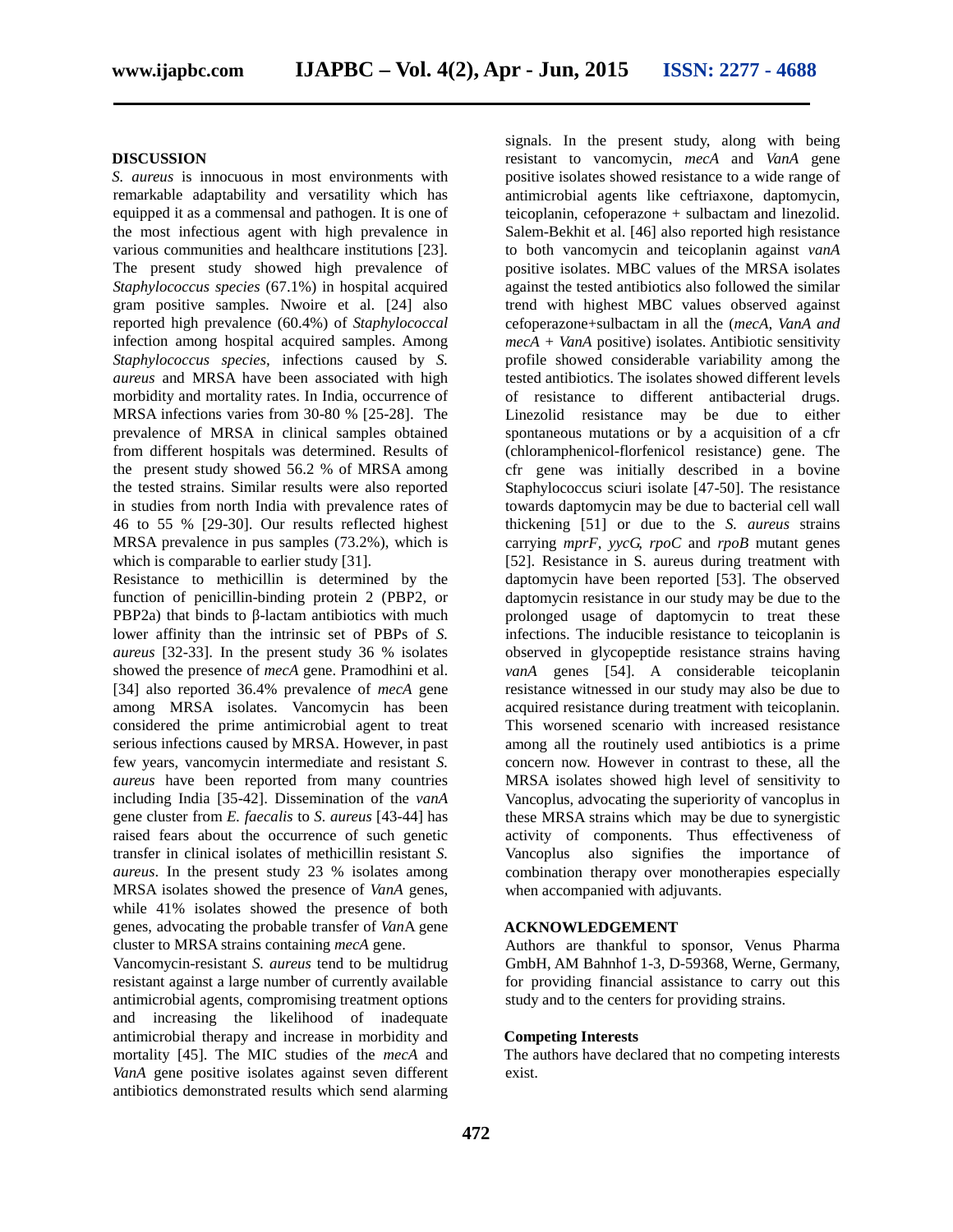## DISCUSSION

*S. aureus* is innocuous in most environments with remarkable adaptability and versatility which has equipped it as a commensal and pathogen. It is one of the most infectious agent with high prevalence in various communities and healthcare institutions [23]. The present study showed high prevalence of *Staphylococcus species* (67.1%) in hospital acquired gram positive samples. Nwoire et al. [24] also reported high prevalence (60.4%) of *Staphylococcal* infection among hospital acquired samples. Among *Staphylococcus species,* infections caused by *S. aureus* and MRSA have been associated with high morbidity and mortality rates. In India, occurrence of MRSA infections varies from 30-80 % [25-28]. The prevalence of MRSA in clinical samples obtained from different hospitals was determined. Results of the present study showed 56.2 % of MRSA among the tested strains. Similar results were also reported in studies from north India with prevalence rates of 46 to 55 % [29-30]. Our results reflected highest MRSA prevalence in pus samples (73.2%), which is which is comparable to earlier study [31].

Resistance to methicillin is determined by the function of penicillin-binding protein 2 (PBP2, or PBP2a) that binds to β-lactam antibiotics with much lower affinity than the intrinsic set of PBPs of *S. aureus* [32-33]. In the present study 36 % isolates showed the presence of *mecA* gene. Pramodhini et al. [34] also reported 36.4% prevalence of *mecA* gene among MRSA isolates. Vancomycin has been considered the prime antimicrobial agent to treat serious infections caused by MRSA. However, in past few years, vancomycin intermediate and resistant *S. aureus* have been reported from many countries including India [35-42]. Dissemination of the *vanA* gene cluster from *E. faecalis* to *S. aureus* [43-44] has raised fears about the occurrence of such genetic transfer in clinical isolates of methicillin resistant *S. aureus*. In the present study 23 % isolates among MRSA isolates showed the presence of *VanA* genes, while 41% isolates showed the presence of both genes, advocating the probable transfer of *Van*A gene cluster to MRSA strains containing *mecA* gene.

Vancomycin-resistant *S. aureus* tend to be multidrug resistant against a large number of currently available antimicrobial agents, compromising treatment options and increasing the likelihood of inadequate antimicrobial therapy and increase in morbidity and mortality [45]. The MIC studies of the *mecA* and *VanA* gene positive isolates against seven different antibiotics demonstrated results which send alarming signals. In the present study, along with being resistant to vancomycin, *mecA* and *VanA* gene positive isolates showed resistance to a wide range of antimicrobial agents like ceftriaxone, daptomycin, teicoplanin, cefoperazone + sulbactam and linezolid. Salem-Bekhit et al. [46] also reported high resistance to both vancomycin and teicoplanin against *vanA* positive isolates. MBC values of the MRSA isolates against the tested antibiotics also followed the similar trend with highest MBC values observed against cefoperazone+sulbactam in all the (*mecA, VanA and mecA + VanA* positive) isolates. Antibiotic sensitivity profile showed considerable variability among the tested antibiotics. The isolates showed different levels of resistance to different antibacterial drugs. Linezolid resistance may be due to either spontaneous mutations or by a acquisition of a cfr (chloramphenicol-florfenicol resistance) gene. The cfr gene was initially described in a bovine Staphylococcus sciuri isolate [47-50]. The resistance towards daptomycin may be due to bacterial cell wall thickening [51] or due to the *S. aureus* strains carrying *mprF*, *yycG*, *rpoC* and *rpoB* mutant genes [52]. Resistance in S. aureus during treatment with daptomycin have been reported [53]. The observed daptomycin resistance in our study may be due to the prolonged usage of daptomycin to treat these infections. The inducible resistance to teicoplanin is observed in glycopeptide resistance strains having *vanA* genes [54]. A considerable teicoplanin resistance witnessed in our study may also be due to acquired resistance during treatment with teicoplanin. This worsened scenario with increased resistance among all the routinely used antibiotics is a prime concern now. However in contrast to these, all the MRSA isolates showed high level of sensitivity to Vancoplus, advocating the superiority of vancoplus in these MRSA strains which may be due to synergistic activity of components. Thus effectiveness of Vancoplus also signifies the importance of combination therapy over monotherapies especially when accompanied with adjuvants.

## ACKNOWLEDGEMENT

Authors are thankful to sponsor, Venus Pharma GmbH, AM Bahnhof 1-3, D-59368, Werne, Germany, for providing financial assistance to carry out this study and to the centers for providing strains.

### Competing Interests

The authors have declared that no competing interests exist.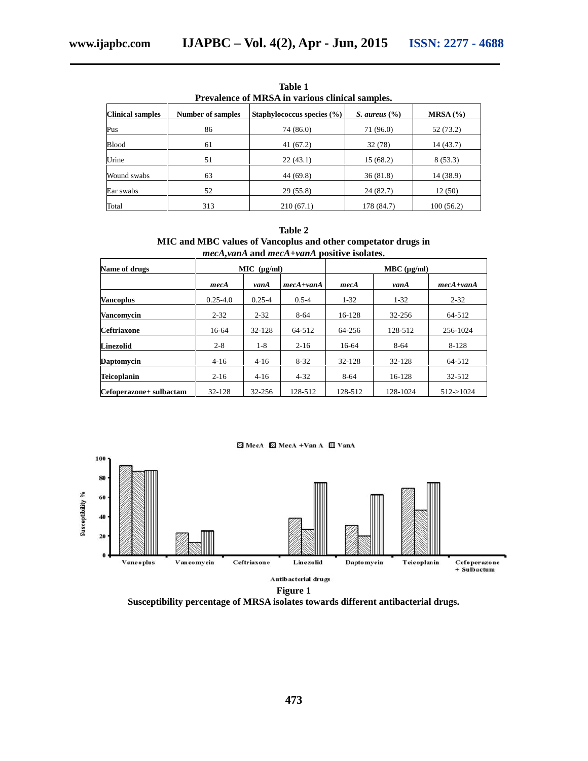**Table 1**
**Prevalence of MRSA in various clinical samples.**

| Clinical samples | Number of samples | Staphylococcus species (%) | *S. aureus* (%) | MRSA (%) |
|---|---|---|---|---|
| Pus | 86 | 74 (86.0) | 71 (96.0) | 52 (73.2) |
| Blood | 61 | 41 (67.2) | 32 (78) | 14 (43.7) |
| Urine | 51 | 22 (43.1) | 15 (68.2) | 8 (53.3) |
| Wound swabs | 63 | 44 (69.8) | 36 (81.8) | 14 (38.9) |
| Ear swabs | 52 | 29 (55.8) | 24 (82.7) | 12 (50) |
| Total | 313 | 210 (67.1) | 178 (84.7) | 100 (56.2) |

**Table 2**
**MIC and MBC values of Vancoplus and other competator drugs in *mecA*,*vanA* and *mecA*+*vanA* positive isolates.**

| Name of drugs | MIC (μg/ml) | | | MBC (μg/ml) | | |
|---|---|---|---|---|---|---|
| | *mecA* | *vanA* | *mecA+vanA* | *mecA* | *vanA* | *mecA+vanA* |
| **Vancoplus** | 0.25-4.0 | 0.25-4 | 0.5-4 | 1-32 | 1-32 | 2-32 |
| **Vancomycin** | 2-32 | 2-32 | 8-64 | 16-128 | 32-256 | 64-512 |
| **Ceftriaxone** | 16-64 | 32-128 | 64-512 | 64-256 | 128-512 | 256-1024 |
| **Linezolid** | 2-8 | 1-8 | 2-16 | 16-64 | 8-64 | 8-128 |
| **Daptomycin** | 4-16 | 4-16 | 8-32 | 32-128 | 32-128 | 64-512 |
| **Teicoplanin** | 2-16 | 4-16 | 4-32 | 8-64 | 16-128 | 32-512 |
| **Cefoperazone+ sulbactam** | 32-128 | 32-256 | 128-512 | 128-512 | 128-1024 | 512->1024 |

**Figure 1**
**Susceptibility percentage of MRSA isolates towards different antibacterial drugs.**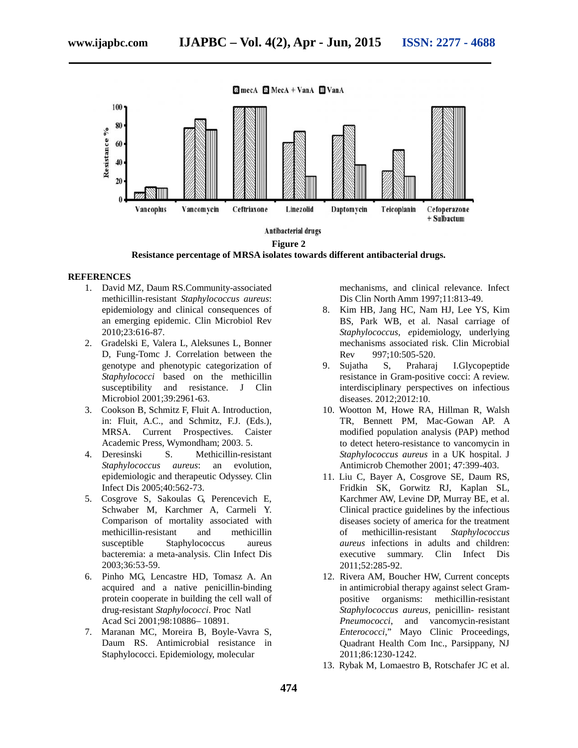**Figure 2**

**Resistance percentage of MRSA isolates towards different antibacterial drugs.**

## REFERENCES

1. David MZ, Daum RS.Community-associated methicillin-resistant *Staphylococcus aureus*: epidemiology and clinical consequences of an emerging epidemic. Clin Microbiol Rev 2010;23:616-87.
2. Gradelski E, Valera L, Aleksunes L, Bonner D, Fung-Tomc J. Correlation between the genotype and phenotypic categorization of *Staphylococci* based on the methicillin susceptibility and resistance. J Clin Microbiol 2001;39:2961-63.
3. Cookson B, Schmitz F, Fluit A. Introduction, in: Fluit, A.C., and Schmitz, F.J. (Eds.), MRSA. Current Prospectives. Caister Academic Press, Wymondham; 2003. 5.
4. Deresinski S. Methicillin-resistant *Staphylococcus aureus*: an evolution, epidemiologic and therapeutic Odyssey. Clin Infect Dis 2005;40:562-73.
5. Cosgrove S, Sakoulas G, Perencevich E, Schwaber M, Karchmer A, Carmeli Y. Comparison of mortality associated with methicillin-resistant and methicillin susceptible Staphylococcus aureus bacteremia: a meta-analysis. Clin Infect Dis 2003;36:53-59.
6. Pinho MG, Lencastre HD, Tomasz A. An acquired and a native penicillin-binding protein cooperate in building the cell wall of drug-resistant *Staphylococci*. Proc Natl Acad Sci 2001;98:10886– 10891.
7. Maranan MC, Moreira B, Boyle-Vavra S, Daum RS. Antimicrobial resistance in Staphylococci. Epidemiology, molecular mechanisms, and clinical relevance. Infect Dis Clin North Amm 1997;11:813-49.
8. Kim HB, Jang HC, Nam HJ, Lee YS, Kim BS, Park WB, et al. Nasal carriage of *Staphylococcus*, epidemiology, underlying mechanisms associated risk. Clin Microbial Rev 997;10:505-520.
9. Sujatha S, Praharaj I.Glycopeptide resistance in Gram-positive cocci: A review. interdisciplinary perspectives on infectious diseases. 2012;2012:10.
10. Wootton M, Howe RA, Hillman R, Walsh TR, Bennett PM, Mac-Gowan AP. A modified population analysis (PAP) method to detect hetero-resistance to vancomycin in *Staphylococcus aureus* in a UK hospital. J Antimicrob Chemother 2001; 47:399-403.
11. Liu C, Bayer A, Cosgrove SE, Daum RS, Fridkin SK, Gorwitz RJ, Kaplan SL, Karchmer AW, Levine DP, Murray BE, et al. Clinical practice guidelines by the infectious diseases society of america for the treatment of methicillin-resistant *Staphylococcus aureus* infections in adults and children: executive summary. Clin Infect Dis 2011;52:285-92.
12. Rivera AM, Boucher HW, Current concepts in antimicrobial therapy against select Gram-positive organisms: methicillin-resistant *Staphylococcus aureus*, penicillin- resistant *Pneumococci*, and vancomycin-resistant *Enterococci*," Mayo Clinic Proceedings, Quadrant Health Com Inc., Parsippany, NJ 2011;86:1230-1242.
13. Rybak M, Lomaestro B, Rotschafer JC et al.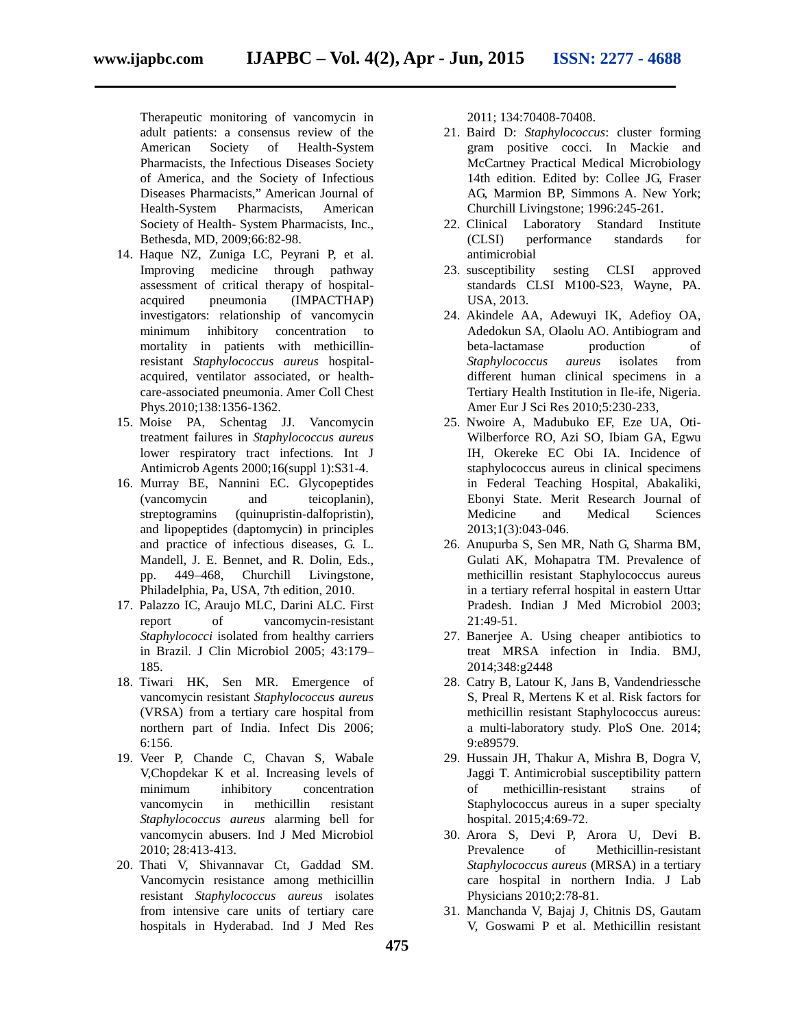Therapeutic monitoring of vancomycin in adult patients: a consensus review of the American Society of Health-System Pharmacists, the Infectious Diseases Society of America, and the Society of Infectious Diseases Pharmacists," American Journal of Health-System Pharmacists, American Society of Health- System Pharmacists, Inc., Bethesda, MD, 2009;66:82-98.

14. Haque NZ, Zuniga LC, Peyrani P, et al. Improving medicine through pathway assessment of critical therapy of hospital-acquired pneumonia (IMPACTHAP) investigators: relationship of vancomycin minimum inhibitory concentration to mortality in patients with methicillin-resistant *Staphylococcus aureus* hospital-acquired, ventilator associated, or health-care-associated pneumonia. Amer Coll Chest Phys.2010;138:1356-1362.
15. Moise PA, Schentag JJ. Vancomycin treatment failures in *Staphylococcus aureus* lower respiratory tract infections. Int J Antimicrob Agents 2000;16(suppl 1):S31-4.
16. Murray BE, Nannini EC. Glycopeptides (vancomycin and teicoplanin), streptogramins (quinupristin-dalfopristin), and lipopeptides (daptomycin) in principles and practice of infectious diseases, G. L. Mandell, J. E. Bennet, and R. Dolin, Eds., pp. 449–468, Churchill Livingstone, Philadelphia, Pa, USA, 7th edition, 2010.
17. Palazzo IC, Araujo MLC, Darini ALC. First report of vancomycin-resistant *Staphylococci* isolated from healthy carriers in Brazil. J Clin Microbiol 2005; 43:179–185.
18. Tiwari HK, Sen MR. Emergence of vancomycin resistant *Staphylococcus aureus* (VRSA) from a tertiary care hospital from northern part of India. Infect Dis 2006; 6:156.
19. Veer P, Chande C, Chavan S, Wabale V,Chopdekar K et al. Increasing levels of minimum inhibitory concentration vancomycin in methicillin resistant *Staphylococcus aureus* alarming bell for vancomycin abusers. Ind J Med Microbiol 2010; 28:413-413.
20. Thati V, Shivannavar Ct, Gaddad SM. Vancomycin resistance among methicillin resistant *Staphylococcus aureus* isolates from intensive care units of tertiary care hospitals in Hyderabad. Ind J Med Res 2011; 134:70408-70408.
21. Baird D: *Staphylococcus*: cluster forming gram positive cocci. In Mackie and McCartney Practical Medical Microbiology 14th edition. Edited by: Collee JG, Fraser AG, Marmion BP, Simmons A. New York; Churchill Livingstone; 1996:245-261.
22. Clinical Laboratory Standard Institute (CLSI) performance standards for antimicrobial
23. susceptibility sesting CLSI approved standards CLSI M100-S23, Wayne, PA. USA, 2013.
24. Akindele AA, Adewuyi IK, Adefioy OA, Adedokun SA, Olaolu AO. Antibiogram and beta-lactamase production of *Staphylococcus aureus* isolates from different human clinical specimens in a Tertiary Health Institution in Ile-ife, Nigeria. Amer Eur J Sci Res 2010;5:230-233,
25. Nwoire A, Madubuko EF, Eze UA, Oti-Wilberforce RO, Azi SO, Ibiam GA, Egwu IH, Okereke EC Obi IA. Incidence of staphylococcus aureus in clinical specimens in Federal Teaching Hospital, Abakaliki, Ebonyi State. Merit Research Journal of Medicine and Medical Sciences 2013;1(3):043-046.
26. Anupurba S, Sen MR, Nath G, Sharma BM, Gulati AK, Mohapatra TM. Prevalence of methicillin resistant Staphylococcus aureus in a tertiary referral hospital in eastern Uttar Pradesh. Indian J Med Microbiol 2003; 21:49-51.
27. Banerjee A. Using cheaper antibiotics to treat MRSA infection in India. BMJ, 2014;348:g2448
28. Catry B, Latour K, Jans B, Vandendriessche S, Preal R, Mertens K et al. Risk factors for methicillin resistant Staphylococcus aureus: a multi-laboratory study. PloS One. 2014; 9:e89579.
29. Hussain JH, Thakur A, Mishra B, Dogra V, Jaggi T. Antimicrobial susceptibility pattern of methicillin-resistant strains of Staphylococcus aureus in a super specialty hospital. 2015;4:69-72.
30. Arora S, Devi P, Arora U, Devi B. Prevalence of Methicillin-resistant *Staphylococcus aureus* (MRSA) in a tertiary care hospital in northern India. J Lab Physicians 2010;2:78-81.
31. Manchanda V, Bajaj J, Chitnis DS, Gautam V, Goswami P et al. Methicillin resistant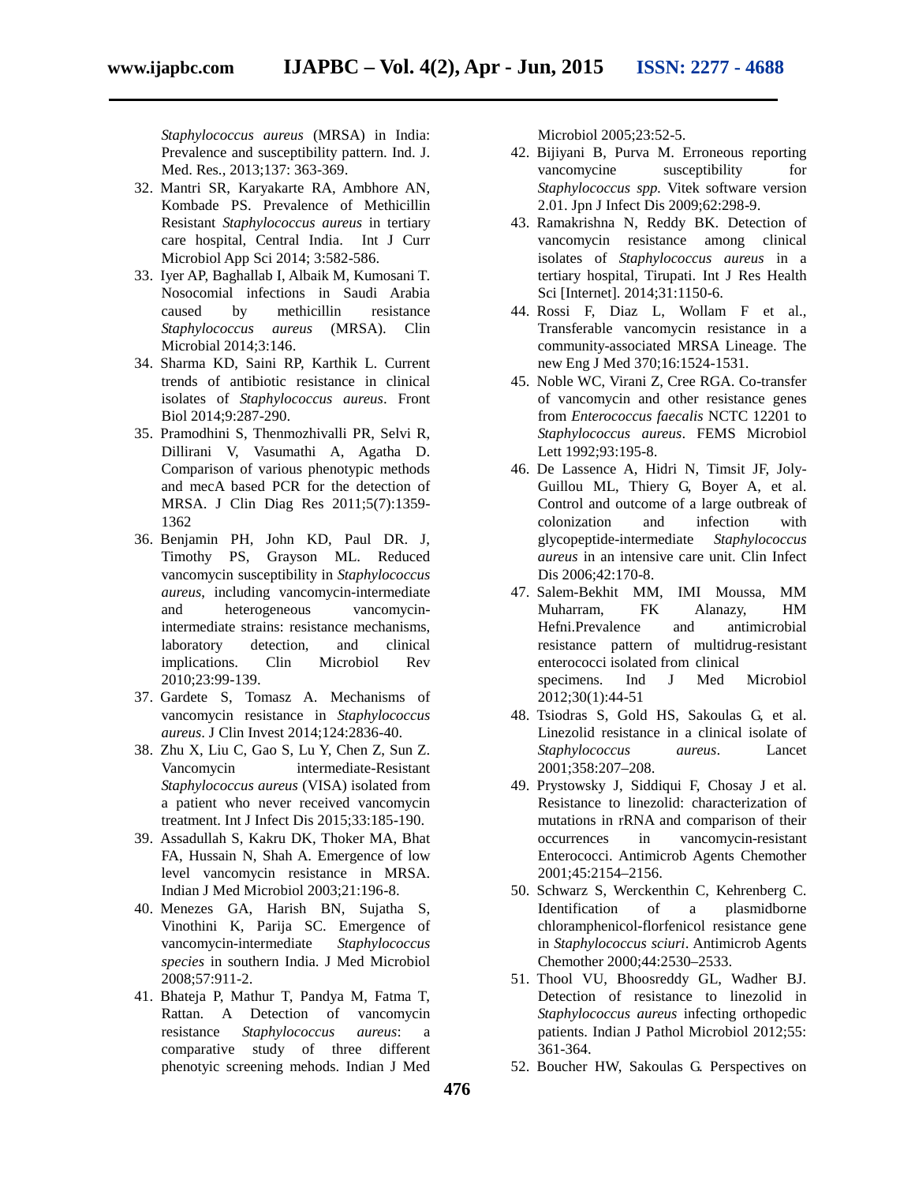Staphylococcus aureus* (MRSA) in India: Prevalence and susceptibility pattern. Ind. J. Med. Res., 2013;137: 363-369.

32. Mantri SR, Karyakarte RA, Ambhore AN, Kombade PS. Prevalence of Methicillin Resistant *Staphylococcus aureus* in tertiary care hospital, Central India. Int J Curr Microbiol App Sci 2014; 3:582-586.
33. Iyer AP, Baghallab I, Albaik M, Kumosani T. Nosocomial infections in Saudi Arabia caused by methicillin resistance *Staphylococcus aureus* (MRSA). Clin Microbial 2014;3:146.
34. Sharma KD, Saini RP, Karthik L. Current trends of antibiotic resistance in clinical isolates of *Staphylococcus aureus*. Front Biol 2014;9:287-290.
35. Pramodhini S, Thenmozhivalli PR, Selvi R, Dillirani V, Vasumathi A, Agatha D. Comparison of various phenotypic methods and mecA based PCR for the detection of MRSA. J Clin Diag Res 2011;5(7):1359-1362
36. Benjamin PH, John KD, Paul DR. J, Timothy PS, Grayson ML. Reduced vancomycin susceptibility in *Staphylococcus aureus*, including vancomycin-intermediate and heterogeneous vancomycin-intermediate strains: resistance mechanisms, laboratory detection, and clinical implications. Clin Microbiol Rev 2010;23:99-139.
37. Gardete S, Tomasz A. Mechanisms of vancomycin resistance in *Staphylococcus aureus*. J Clin Invest 2014;124:2836-40.
38. Zhu X, Liu C, Gao S, Lu Y, Chen Z, Sun Z. Vancomycin intermediate-Resistant *Staphylococcus aureus* (VISA) isolated from a patient who never received vancomycin treatment. Int J Infect Dis 2015;33:185-190.
39. Assadullah S, Kakru DK, Thoker MA, Bhat FA, Hussain N, Shah A. Emergence of low level vancomycin resistance in MRSA. Indian J Med Microbiol 2003;21:196-8.
40. Menezes GA, Harish BN, Sujatha S, Vinothini K, Parija SC. Emergence of vancomycin-intermediate *Staphylococcus species* in southern India. J Med Microbiol 2008;57:911-2.
41. Bhateja P, Mathur T, Pandya M, Fatma T, Rattan. A Detection of vancomycin resistance *Staphylococcus aureus*: a comparative study of three different phenotyic screening mehods. Indian J Med Microbiol 2005;23:52-5.
42. Bijiyani B, Purva M. Erroneous reporting vancomycine susceptibility for *Staphylococcus spp.* Vitek software version 2.01. Jpn J Infect Dis 2009;62:298-9.
43. Ramakrishna N, Reddy BK. Detection of vancomycin resistance among clinical isolates of *Staphylococcus aureus* in a tertiary hospital, Tirupati. Int J Res Health Sci [Internet]. 2014;31:1150-6.
44. Rossi F, Diaz L, Wollam F et al., Transferable vancomycin resistance in a community-associated MRSA Lineage. The new Eng J Med 370;16:1524-1531.
45. Noble WC, Virani Z, Cree RGA. Co-transfer of vancomycin and other resistance genes from *Enterococcus faecalis* NCTC 12201 to *Staphylococcus aureus*. FEMS Microbiol Lett 1992;93:195-8.
46. De Lassence A, Hidri N, Timsit JF, Joly-Guillou ML, Thiery G, Boyer A, et al. Control and outcome of a large outbreak of colonization and infection with glycopeptide-intermediate *Staphylococcus aureus* in an intensive care unit. Clin Infect Dis 2006;42:170-8.
47. Salem-Bekhit MM, IMI Moussa, MM Muharram, FK Alanazy, HM Hefni.Prevalence and antimicrobial resistance pattern of multidrug-resistant enterococci isolated from clinical specimens. Ind J Med Microbiol 2012;30(1):44-51
48. Tsiodras S, Gold HS, Sakoulas G, et al. Linezolid resistance in a clinical isolate of *Staphylococcus aureus*. Lancet 2001;358:207–208.
49. Prystowsky J, Siddiqui F, Chosay J et al. Resistance to linezolid: characterization of mutations in rRNA and comparison of their occurrences in vancomycin-resistant Enterococci. Antimicrob Agents Chemother 2001;45:2154–2156.
50. Schwarz S, Werckenthin C, Kehrenberg C. Identification of a plasmidborne chloramphenicol-florfenicol resistance gene in *Staphylococcus sciuri*. Antimicrob Agents Chemother 2000;44:2530–2533.
51. Thool VU, Bhoosreddy GL, Wadher BJ. Detection of resistance to linezolid in *Staphylococcus aureus* infecting orthopedic patients. Indian J Pathol Microbiol 2012;55: 361-364.
52. Boucher HW, Sakoulas G. Perspectives on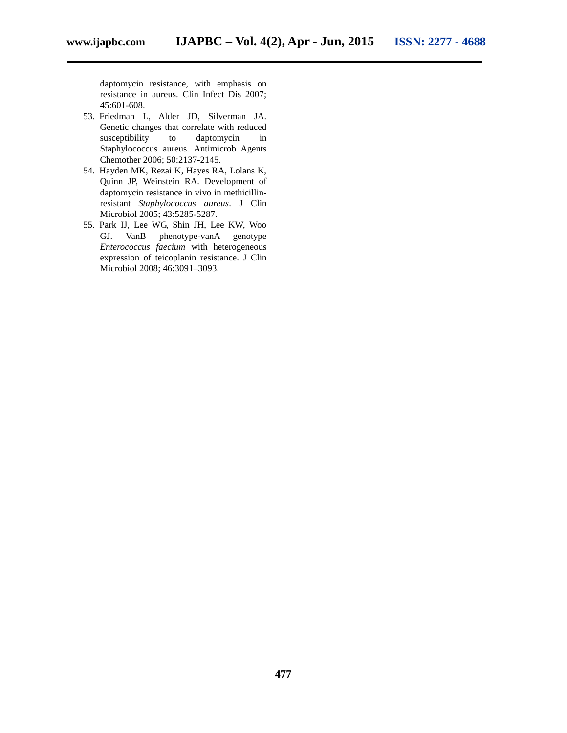daptomycin resistance, with emphasis on resistance in aureus. Clin Infect Dis 2007; 45:601-608.

53. Friedman L, Alder JD, Silverman JA. Genetic changes that correlate with reduced susceptibility to daptomycin in Staphylococcus aureus. Antimicrob Agents Chemother 2006; 50:2137-2145.
54. Hayden MK, Rezai K, Hayes RA, Lolans K, Quinn JP, Weinstein RA. Development of daptomycin resistance in vivo in methicillin-resistant *Staphylococcus aureus*. J Clin Microbiol 2005; 43:5285-5287.
55. Park IJ, Lee WG, Shin JH, Lee KW, Woo GJ. VanB phenotype-vanA genotype *Enterococcus faecium* with heterogeneous expression of teicoplanin resistance. J Clin Microbiol 2008; 46:3091–3093.